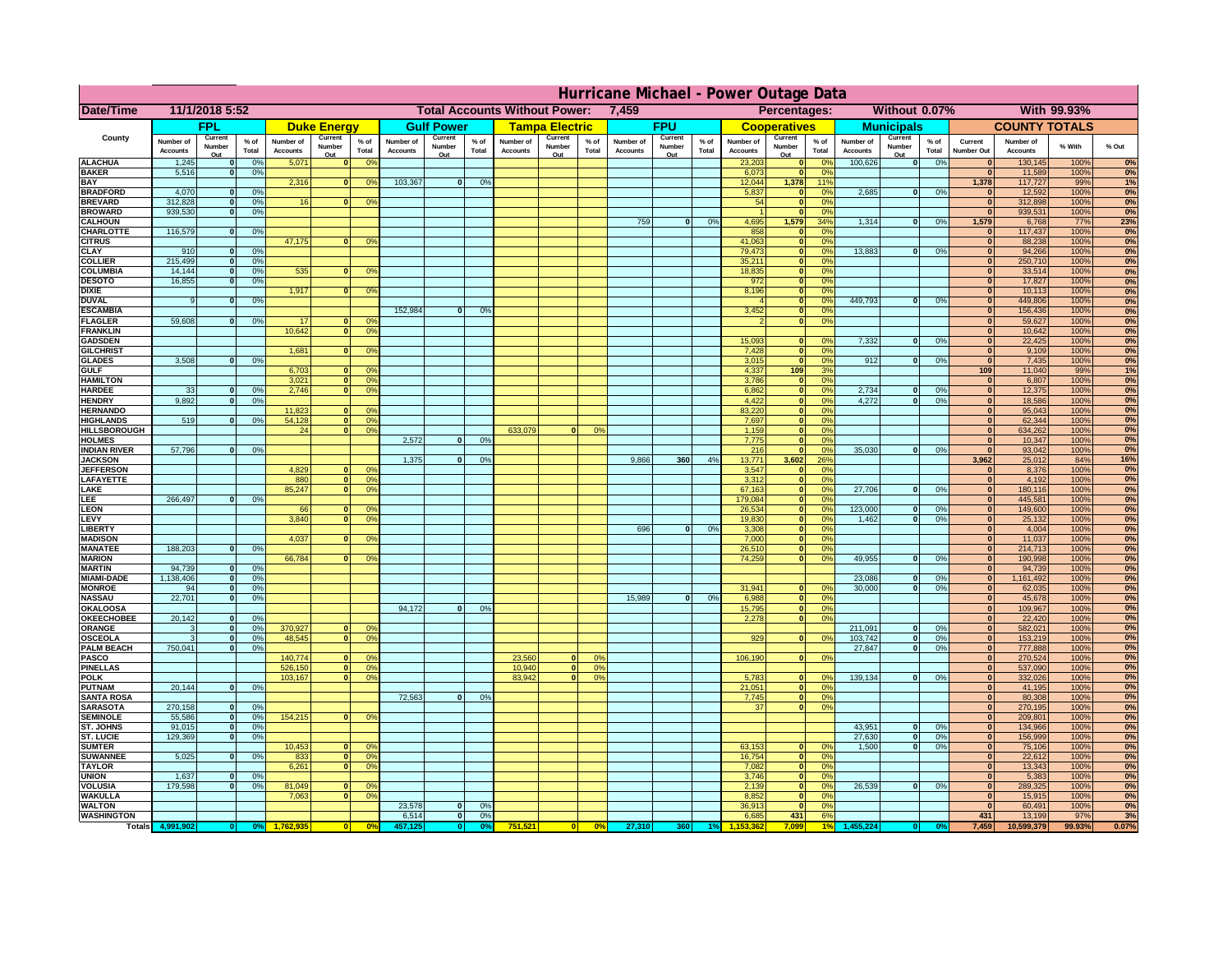# Hurricane Michael - Power Outage Data

| Date/Time | 11/1/2018 5:52 | | | | | | Total Accounts Without Power: | | | 7,459 | | | | | | Percentages: | | | Without 0.07% | | | With 99.93% | | | |
|---|---|---|---|---|---|---|---|---|---|---|---|---|---|---|---|---|---|---|---|---|---|---|---|---|---|
| County | FPL | | | Duke Energy | | | Gulf Power | | | Tampa Electric | | | FPU | | | Cooperatives | | | Municipals | | | COUNTY TOTALS | | | |
| | Number of Accounts | Current Number Out | % of Total | Number of Accounts | Current Number Out | % of Total | Number of Accounts | Current Number Out | % of Total | Number of Accounts | Current Number Out | % of Total | Number of Accounts | Current Number Out | % of Total | Number of Accounts | Current Number Out | % of Total | Number of Accounts | Current Number Out | % of Total | Current Number Out | Number of Accounts | % With | % Out |
| ALACHUA | 1,245 | 0 | 0% | 5,071 | 0 | 0% | | | | | | | | | | 23,203 | 0 | 0% | 100,626 | 0 | 0% | 0 | 130,145 | 100% | 0% |
| BAKER | 5,516 | 0 | 0% | | | | | | | | | | | | | 6,073 | 0 | 0% | | | | 0 | 11,589 | 100% | 0% |
| BAY | | | | 2,316 | 0 | 0% | 103,367 | 0 | 0% | | | | | | | 12,044 | 1,378 | 11% | | | | 1,378 | 117,727 | 99% | 1% |
| BRADFORD | 4,070 | 0 | 0% | | | | | | | | | | | | | 5,837 | 0 | 0% | 2,685 | 0 | 0% | 0 | 12,592 | 100% | 0% |
| BREVARD | 312,828 | 0 | 0% | 16 | 0 | 0% | | | | | | | | | | 54 | 0 | 0% | | | | 0 | 312,898 | 100% | 0% |
| BROWARD | 939,530 | 0 | 0% | | | | | | | | | | | | | 1 | 0 | 0% | | | | 0 | 939,531 | 100% | 0% |
| CALHOUN | | | | | | | | | | | | | 759 | 0 | 0% | 4,695 | 1,579 | 34% | 1,314 | 0 | 0% | 1,579 | 6,768 | 77% | 23% |
| CHARLOTTE | 116,579 | 0 | 0% | | | | | | | | | | | | | 858 | 0 | 0% | | | | 0 | 117,437 | 100% | 0% |
| CITRUS | | | | 47,175 | 0 | 0% | | | | | | | | | | 41,063 | 0 | 0% | | | | 0 | 88,238 | 100% | 0% |
| CLAY | 910 | 0 | 0% | | | | | | | | | | | | | 79,473 | 0 | 0% | 13,883 | 0 | 0% | 0 | 94,266 | 100% | 0% |
| COLLIER | 215,499 | 0 | 0% | | | | | | | | | | | | | 35,211 | 0 | 0% | | | | 0 | 250,710 | 100% | 0% |
| COLUMBIA | 14,144 | 0 | 0% | 535 | 0 | 0% | | | | | | | | | | 18,835 | 0 | 0% | | | | 0 | 33,514 | 100% | 0% |
| DESOTO | 16,855 | 0 | 0% | | | | | | | | | | | | | 972 | 0 | 0% | | | | 0 | 17,827 | 100% | 0% |
| DIXIE | | | | 1,917 | 0 | 0% | | | | | | | | | | 8,196 | 0 | 0% | | | | 0 | 10,113 | 100% | 0% |
| DUVAL | 9 | 0 | 0% | | | | | | | | | | | | | 4 | 0 | 0% | 449,793 | 0 | 0% | 0 | 449,806 | 100% | 0% |
| ESCAMBIA | | | | | | | 152,984 | 0 | 0% | | | | | | | 3,452 | 0 | 0% | | | | 0 | 156,436 | 100% | 0% |
| FLAGLER | 59,608 | 0 | 0% | 17 | 0 | 0% | | | | | | | | | | 2 | 0 | 0% | | | | 0 | 59,627 | 100% | 0% |
| FRANKLIN | | | | 10,642 | 0 | 0% | | | | | | | | | | | | | | | | 0 | 10,642 | 100% | 0% |
| GADSDEN | | | | | | | | | | | | | | | | 15,093 | 0 | 0% | 7,332 | 0 | 0% | 0 | 22,425 | 100% | 0% |
| GILCHRIST | | | | 1,681 | 0 | 0% | | | | | | | | | | 7,428 | 0 | 0% | | | | 0 | 9,109 | 100% | 0% |
| GLADES | 3,508 | 0 | 0% | | | | | | | | | | | | | 3,015 | 0 | 0% | 912 | 0 | 0% | 0 | 7,435 | 100% | 0% |
| GULF | | | | 6,703 | 0 | 0% | | | | | | | | | | 4,337 | 109 | 3% | | | | 109 | 11,040 | 99% | 1% |
| HAMILTON | | | | 3,021 | 0 | 0% | | | | | | | | | | 3,786 | 0 | 0% | | | | 0 | 6,807 | 100% | 0% |
| HARDEE | 33 | 0 | 0% | 2,746 | 0 | 0% | | | | | | | | | | 6,862 | 0 | 0% | 2,734 | 0 | 0% | 0 | 12,375 | 100% | 0% |
| HENDRY | 9,892 | 0 | 0% | | | | | | | | | | | | | 4,422 | 0 | 0% | 4,272 | 0 | 0% | 0 | 18,586 | 100% | 0% |
| HERNANDO | | | | 11,823 | 0 | 0% | | | | | | | | | | 83,220 | 0 | 0% | | | | 0 | 95,043 | 100% | 0% |
| HIGHLANDS | 519 | 0 | 0% | 54,128 | 0 | 0% | | | | | | | | | | 7,697 | 0 | 0% | | | | 0 | 62,344 | 100% | 0% |
| HILLSBOROUGH | | | | 24 | 0 | 0% | | | | 633,079 | 0 | 0% | | | | 1,159 | 0 | 0% | | | | 0 | 634,262 | 100% | 0% |
| HOLMES | | | | | | | 2,572 | 0 | 0% | | | | | | | 7,775 | 0 | 0% | | | | 0 | 10,347 | 100% | 0% |
| INDIAN RIVER | 57,796 | 0 | 0% | | | | | | | | | | | | | 216 | 0 | 0% | 35,030 | 0 | 0% | 0 | 93,042 | 100% | 0% |
| JACKSON | | | | | | | 1,375 | 0 | 0% | | | | 9,866 | 360 | 4% | 13,771 | 3,602 | 26% | | | | 3,962 | 25,012 | 84% | 16% |
| JEFFERSON | | | | 4,829 | 0 | 0% | | | | | | | | | | 3,547 | 0 | 0% | | | | 0 | 8,376 | 100% | 0% |
| LAFAYETTE | | | | 880 | 0 | 0% | | | | | | | | | | 3,312 | 0 | 0% | | | | 0 | 4,192 | 100% | 0% |
| LAKE | | | | 85,247 | 0 | 0% | | | | | | | | | | 67,163 | 0 | 0% | 27,706 | 0 | 0% | 0 | 180,116 | 100% | 0% |
| LEE | 266,497 | 0 | 0% | | | | | | | | | | | | | 179,084 | 0 | 0% | | | | 0 | 445,581 | 100% | 0% |
| LEON | | | | 66 | 0 | 0% | | | | | | | | | | 26,534 | 0 | 0% | 123,000 | 0 | 0% | 0 | 149,600 | 100% | 0% |
| LEVY | | | | 3,840 | 0 | 0% | | | | | | | | | | 19,830 | 0 | 0% | 1,462 | 0 | 0% | 0 | 25,132 | 100% | 0% |
| LIBERTY | | | | | | | | | | | | | 696 | 0 | 0% | 3,308 | 0 | 0% | | | | 0 | 4,004 | 100% | 0% |
| MADISON | | | | 4,037 | 0 | 0% | | | | | | | | | | 7,000 | 0 | 0% | | | | 0 | 11,037 | 100% | 0% |
| MANATEE | 188,203 | 0 | 0% | | | | | | | | | | | | | 26,510 | 0 | 0% | | | | 0 | 214,713 | 100% | 0% |
| MARION | | | | 66,784 | 0 | 0% | | | | | | | | | | 74,259 | 0 | 0% | 49,955 | 0 | 0% | 0 | 190,998 | 100% | 0% |
| MARTIN | 94,739 | 0 | 0% | | | | | | | | | | | | | | | | | | | 0 | 94,739 | 100% | 0% |
| MIAMI-DADE | 1,138,406 | 0 | 0% | | | | | | | | | | | | | | | | 23,086 | 0 | 0% | 0 | 1,161,492 | 100% | 0% |
| MONROE | 94 | 0 | 0% | | | | | | | | | | | | | 31,941 | 0 | 0% | 30,000 | 0 | 0% | 0 | 62,035 | 100% | 0% |
| NASSAU | 22,701 | 0 | 0% | | | | | | | | | | 15,989 | 0 | 0% | 6,988 | 0 | 0% | | | | 0 | 45,678 | 100% | 0% |
| OKALOOSA | | | | | | | 94,172 | 0 | 0% | | | | | | | 15,795 | 0 | 0% | | | | 0 | 109,967 | 100% | 0% |
| OKEECHOBEE | 20,142 | 0 | 0% | | | | | | | | | | | | | 2,278 | 0 | 0% | | | | 0 | 22,420 | 100% | 0% |
| ORANGE | 3 | 0 | 0% | 370,927 | 0 | 0% | | | | | | | | | | | | | 211,091 | 0 | 0% | 0 | 582,021 | 100% | 0% |
| OSCEOLA | 3 | 0 | 0% | 48,545 | 0 | 0% | | | | | | | | | | 929 | 0 | 0% | 103,742 | 0 | 0% | 0 | 153,219 | 100% | 0% |
| PALM BEACH | 750,041 | 0 | 0% | | | | | | | | | | | | | | | | 27,847 | 0 | 0% | 0 | 777,888 | 100% | 0% |
| PASCO | | | | 140,774 | 0 | 0% | | | | 23,560 | 0 | 0% | | | | 106,190 | 0 | 0% | | | | 0 | 270,524 | 100% | 0% |
| PINELLAS | | | | 526,150 | 0 | 0% | | | | 10,940 | 0 | 0% | | | | | | | | | | 0 | 537,090 | 100% | 0% |
| POLK | | | | 103,167 | 0 | 0% | | | | 83,942 | 0 | 0% | | | | 5,783 | 0 | 0% | 139,134 | 0 | 0% | 0 | 332,026 | 100% | 0% |
| PUTNAM | 20,144 | 0 | 0% | | | | | | | | | | | | | 21,051 | 0 | 0% | | | | 0 | 41,195 | 100% | 0% |
| SANTA ROSA | | | | | | | 72,563 | 0 | 0% | | | | | | | 7,745 | 0 | 0% | | | | 0 | 80,308 | 100% | 0% |
| SARASOTA | 270,158 | 0 | 0% | | | | | | | | | | | | | 37 | 0 | 0% | | | | 0 | 270,195 | 100% | 0% |
| SEMINOLE | 55,586 | 0 | 0% | 154,215 | 0 | 0% | | | | | | | | | | | | | | | | 0 | 209,801 | 100% | 0% |
| ST. JOHNS | 91,015 | 0 | 0% | | | | | | | | | | | | | | | | 43,951 | 0 | 0% | 0 | 134,966 | 100% | 0% |
| ST. LUCIE | 129,369 | 0 | 0% | | | | | | | | | | | | | | | | 27,630 | 0 | 0% | 0 | 156,999 | 100% | 0% |
| SUMTER | | | | 10,453 | 0 | 0% | | | | | | | | | | 63,153 | 0 | 0% | 1,500 | 0 | 0% | 0 | 75,106 | 100% | 0% |
| SUWANNEE | 5,025 | 0 | 0% | 833 | 0 | 0% | | | | | | | | | | 16,754 | 0 | 0% | | | | 0 | 22,612 | 100% | 0% |
| TAYLOR | | | | 6,261 | 0 | 0% | | | | | | | | | | 7,082 | 0 | 0% | | | | 0 | 13,343 | 100% | 0% |
| UNION | 1,637 | 0 | 0% | | | | | | | | | | | | | 3,746 | 0 | 0% | | | | 0 | 5,383 | 100% | 0% |
| VOLUSIA | 179,598 | 0 | 0% | 81,049 | 0 | 0% | | | | | | | | | | 2,139 | 0 | 0% | 26,539 | 0 | 0% | 0 | 289,325 | 100% | 0% |
| WAKULLA | | | | 7,063 | 0 | 0% | | | | | | | | | | 8,852 | 0 | 0% | | | | 0 | 15,915 | 100% | 0% |
| WALTON | | | | | | | 23,578 | 0 | 0% | | | | | | | 36,913 | 0 | 0% | | | | 0 | 60,491 | 100% | 0% |
| WASHINGTON | | | | | | | 6,514 | 0 | 0% | | | | | | | 6,685 | 431 | 6% | | | | 431 | 13,199 | 97% | 3% |
| Totals | 4,991,902 | 0 | 0% | 1,762,935 | 0 | 0% | 457,125 | 0 | 0% | 751,521 | 0 | 0% | 27,310 | 360 | 1% | 1,153,362 | 7,099 | 1% | 1,455,224 | 0 | 0% | 7,459 | 10,599,379 | 99.93% | 0.07% |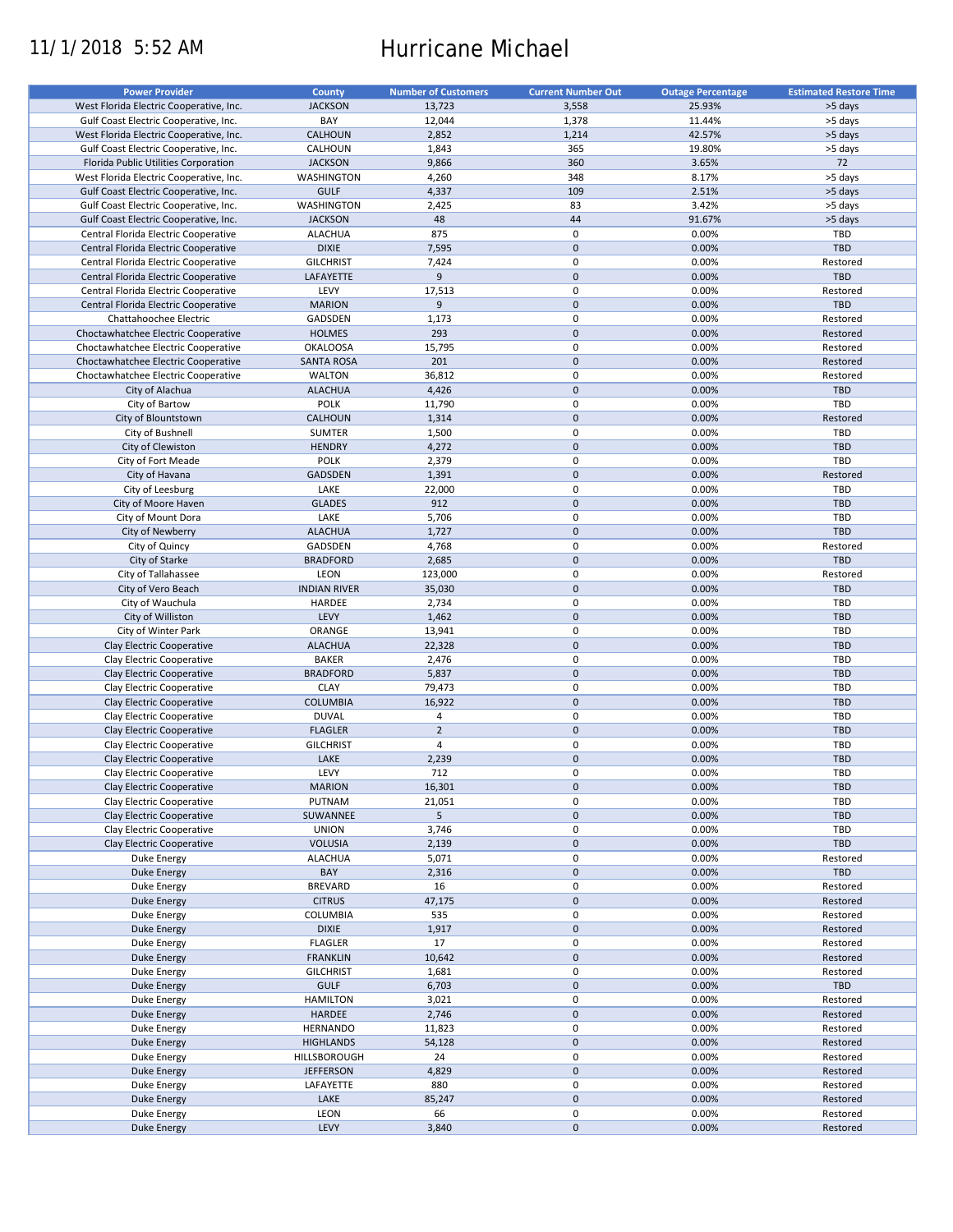11/1/2018 5:52 AM

# Hurricane Michael

| Power Provider | County | Number of Customers | Current Number Out | Outage Percentage | Estimated Restore Time |
|---|---|---|---|---|---|
| West Florida Electric Cooperative, Inc. | JACKSON | 13,723 | 3,558 | 25.93% | >5 days |
| Gulf Coast Electric Cooperative, Inc. | BAY | 12,044 | 1,378 | 11.44% | >5 days |
| West Florida Electric Cooperative, Inc. | CALHOUN | 2,852 | 1,214 | 42.57% | >5 days |
| Gulf Coast Electric Cooperative, Inc. | CALHOUN | 1,843 | 365 | 19.80% | >5 days |
| Florida Public Utilities Corporation | JACKSON | 9,866 | 360 | 3.65% | 72 |
| West Florida Electric Cooperative, Inc. | WASHINGTON | 4,260 | 348 | 8.17% | >5 days |
| Gulf Coast Electric Cooperative, Inc. | GULF | 4,337 | 109 | 2.51% | >5 days |
| Gulf Coast Electric Cooperative, Inc. | WASHINGTON | 2,425 | 83 | 3.42% | >5 days |
| Gulf Coast Electric Cooperative, Inc. | JACKSON | 48 | 44 | 91.67% | >5 days |
| Central Florida Electric Cooperative | ALACHUA | 875 | 0 | 0.00% | TBD |
| Central Florida Electric Cooperative | DIXIE | 7,595 | 0 | 0.00% | TBD |
| Central Florida Electric Cooperative | GILCHRIST | 7,424 | 0 | 0.00% | Restored |
| Central Florida Electric Cooperative | LAFAYETTE | 9 | 0 | 0.00% | TBD |
| Central Florida Electric Cooperative | LEVY | 17,513 | 0 | 0.00% | Restored |
| Central Florida Electric Cooperative | MARION | 9 | 0 | 0.00% | TBD |
| Chattahoochee Electric | GADSDEN | 1,173 | 0 | 0.00% | Restored |
| Choctawhatchee Electric Cooperative | HOLMES | 293 | 0 | 0.00% | Restored |
| Choctawhatchee Electric Cooperative | OKALOOSA | 15,795 | 0 | 0.00% | Restored |
| Choctawhatchee Electric Cooperative | SANTA ROSA | 201 | 0 | 0.00% | Restored |
| Choctawhatchee Electric Cooperative | WALTON | 36,812 | 0 | 0.00% | Restored |
| City of Alachua | ALACHUA | 4,426 | 0 | 0.00% | TBD |
| City of Bartow | POLK | 11,790 | 0 | 0.00% | TBD |
| City of Blountstown | CALHOUN | 1,314 | 0 | 0.00% | Restored |
| City of Bushnell | SUMTER | 1,500 | 0 | 0.00% | TBD |
| City of Clewiston | HENDRY | 4,272 | 0 | 0.00% | TBD |
| City of Fort Meade | POLK | 2,379 | 0 | 0.00% | TBD |
| City of Havana | GADSDEN | 1,391 | 0 | 0.00% | Restored |
| City of Leesburg | LAKE | 22,000 | 0 | 0.00% | TBD |
| City of Moore Haven | GLADES | 912 | 0 | 0.00% | TBD |
| City of Mount Dora | LAKE | 5,706 | 0 | 0.00% | TBD |
| City of Newberry | ALACHUA | 1,727 | 0 | 0.00% | TBD |
| City of Quincy | GADSDEN | 4,768 | 0 | 0.00% | Restored |
| City of Starke | BRADFORD | 2,685 | 0 | 0.00% | TBD |
| City of Tallahassee | LEON | 123,000 | 0 | 0.00% | Restored |
| City of Vero Beach | INDIAN RIVER | 35,030 | 0 | 0.00% | TBD |
| City of Wauchula | HARDEE | 2,734 | 0 | 0.00% | TBD |
| City of Williston | LEVY | 1,462 | 0 | 0.00% | TBD |
| City of Winter Park | ORANGE | 13,941 | 0 | 0.00% | TBD |
| Clay Electric Cooperative | ALACHUA | 22,328 | 0 | 0.00% | TBD |
| Clay Electric Cooperative | BAKER | 2,476 | 0 | 0.00% | TBD |
| Clay Electric Cooperative | BRADFORD | 5,837 | 0 | 0.00% | TBD |
| Clay Electric Cooperative | CLAY | 79,473 | 0 | 0.00% | TBD |
| Clay Electric Cooperative | COLUMBIA | 16,922 | 0 | 0.00% | TBD |
| Clay Electric Cooperative | DUVAL | 4 | 0 | 0.00% | TBD |
| Clay Electric Cooperative | FLAGLER | 2 | 0 | 0.00% | TBD |
| Clay Electric Cooperative | GILCHRIST | 4 | 0 | 0.00% | TBD |
| Clay Electric Cooperative | LAKE | 2,239 | 0 | 0.00% | TBD |
| Clay Electric Cooperative | LEVY | 712 | 0 | 0.00% | TBD |
| Clay Electric Cooperative | MARION | 16,301 | 0 | 0.00% | TBD |
| Clay Electric Cooperative | PUTNAM | 21,051 | 0 | 0.00% | TBD |
| Clay Electric Cooperative | SUWANNEE | 5 | 0 | 0.00% | TBD |
| Clay Electric Cooperative | UNION | 3,746 | 0 | 0.00% | TBD |
| Clay Electric Cooperative | VOLUSIA | 2,139 | 0 | 0.00% | TBD |
| Duke Energy | ALACHUA | 5,071 | 0 | 0.00% | Restored |
| Duke Energy | BAY | 2,316 | 0 | 0.00% | TBD |
| Duke Energy | BREVARD | 16 | 0 | 0.00% | Restored |
| Duke Energy | CITRUS | 47,175 | 0 | 0.00% | Restored |
| Duke Energy | COLUMBIA | 535 | 0 | 0.00% | Restored |
| Duke Energy | DIXIE | 1,917 | 0 | 0.00% | Restored |
| Duke Energy | FLAGLER | 17 | 0 | 0.00% | Restored |
| Duke Energy | FRANKLIN | 10,642 | 0 | 0.00% | Restored |
| Duke Energy | GILCHRIST | 1,681 | 0 | 0.00% | Restored |
| Duke Energy | GULF | 6,703 | 0 | 0.00% | TBD |
| Duke Energy | HAMILTON | 3,021 | 0 | 0.00% | Restored |
| Duke Energy | HARDEE | 2,746 | 0 | 0.00% | Restored |
| Duke Energy | HERNANDO | 11,823 | 0 | 0.00% | Restored |
| Duke Energy | HIGHLANDS | 54,128 | 0 | 0.00% | Restored |
| Duke Energy | HILLSBOROUGH | 24 | 0 | 0.00% | Restored |
| Duke Energy | JEFFERSON | 4,829 | 0 | 0.00% | Restored |
| Duke Energy | LAFAYETTE | 880 | 0 | 0.00% | Restored |
| Duke Energy | LAKE | 85,247 | 0 | 0.00% | Restored |
| Duke Energy | LEON | 66 | 0 | 0.00% | Restored |
| Duke Energy | LEVY | 3,840 | 0 | 0.00% | Restored |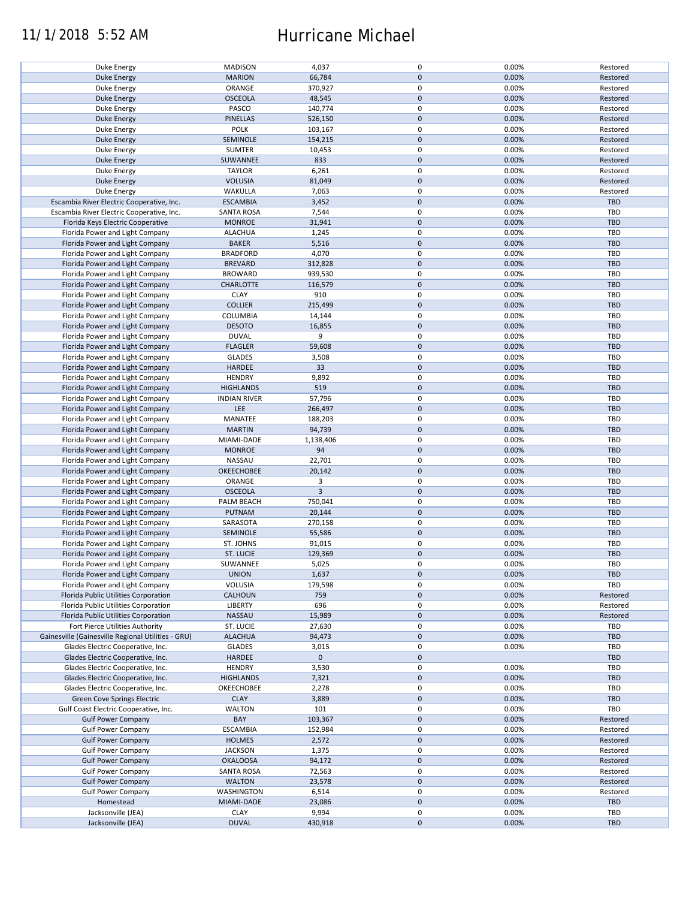| | | | | | |
|---|---|---|---|---|---|
| Duke Energy | MADISON | 4,037 | 0 | 0.00% | Restored |
| Duke Energy | MARION | 66,784 | 0 | 0.00% | Restored |
| Duke Energy | ORANGE | 370,927 | 0 | 0.00% | Restored |
| Duke Energy | OSCEOLA | 48,545 | 0 | 0.00% | Restored |
| Duke Energy | PASCO | 140,774 | 0 | 0.00% | Restored |
| Duke Energy | PINELLAS | 526,150 | 0 | 0.00% | Restored |
| Duke Energy | POLK | 103,167 | 0 | 0.00% | Restored |
| Duke Energy | SEMINOLE | 154,215 | 0 | 0.00% | Restored |
| Duke Energy | SUMTER | 10,453 | 0 | 0.00% | Restored |
| Duke Energy | SUWANNEE | 833 | 0 | 0.00% | Restored |
| Duke Energy | TAYLOR | 6,261 | 0 | 0.00% | Restored |
| Duke Energy | VOLUSIA | 81,049 | 0 | 0.00% | Restored |
| Duke Energy | WAKULLA | 7,063 | 0 | 0.00% | Restored |
| Escambia River Electric Cooperative, Inc. | ESCAMBIA | 3,452 | 0 | 0.00% | TBD |
| Escambia River Electric Cooperative, Inc. | SANTA ROSA | 7,544 | 0 | 0.00% | TBD |
| Florida Keys Electric Cooperative | MONROE | 31,941 | 0 | 0.00% | TBD |
| Florida Power and Light Company | ALACHUA | 1,245 | 0 | 0.00% | TBD |
| Florida Power and Light Company | BAKER | 5,516 | 0 | 0.00% | TBD |
| Florida Power and Light Company | BRADFORD | 4,070 | 0 | 0.00% | TBD |
| Florida Power and Light Company | BREVARD | 312,828 | 0 | 0.00% | TBD |
| Florida Power and Light Company | BROWARD | 939,530 | 0 | 0.00% | TBD |
| Florida Power and Light Company | CHARLOTTE | 116,579 | 0 | 0.00% | TBD |
| Florida Power and Light Company | CLAY | 910 | 0 | 0.00% | TBD |
| Florida Power and Light Company | COLLIER | 215,499 | 0 | 0.00% | TBD |
| Florida Power and Light Company | COLUMBIA | 14,144 | 0 | 0.00% | TBD |
| Florida Power and Light Company | DESOTO | 16,855 | 0 | 0.00% | TBD |
| Florida Power and Light Company | DUVAL | 9 | 0 | 0.00% | TBD |
| Florida Power and Light Company | FLAGLER | 59,608 | 0 | 0.00% | TBD |
| Florida Power and Light Company | GLADES | 3,508 | 0 | 0.00% | TBD |
| Florida Power and Light Company | HARDEE | 33 | 0 | 0.00% | TBD |
| Florida Power and Light Company | HENDRY | 9,892 | 0 | 0.00% | TBD |
| Florida Power and Light Company | HIGHLANDS | 519 | 0 | 0.00% | TBD |
| Florida Power and Light Company | INDIAN RIVER | 57,796 | 0 | 0.00% | TBD |
| Florida Power and Light Company | LEE | 266,497 | 0 | 0.00% | TBD |
| Florida Power and Light Company | MANATEE | 188,203 | 0 | 0.00% | TBD |
| Florida Power and Light Company | MARTIN | 94,739 | 0 | 0.00% | TBD |
| Florida Power and Light Company | MIAMI-DADE | 1,138,406 | 0 | 0.00% | TBD |
| Florida Power and Light Company | MONROE | 94 | 0 | 0.00% | TBD |
| Florida Power and Light Company | NASSAU | 22,701 | 0 | 0.00% | TBD |
| Florida Power and Light Company | OKEECHOBEE | 20,142 | 0 | 0.00% | TBD |
| Florida Power and Light Company | ORANGE | 3 | 0 | 0.00% | TBD |
| Florida Power and Light Company | OSCEOLA | 3 | 0 | 0.00% | TBD |
| Florida Power and Light Company | PALM BEACH | 750,041 | 0 | 0.00% | TBD |
| Florida Power and Light Company | PUTNAM | 20,144 | 0 | 0.00% | TBD |
| Florida Power and Light Company | SARASOTA | 270,158 | 0 | 0.00% | TBD |
| Florida Power and Light Company | SEMINOLE | 55,586 | 0 | 0.00% | TBD |
| Florida Power and Light Company | ST. JOHNS | 91,015 | 0 | 0.00% | TBD |
| Florida Power and Light Company | ST. LUCIE | 129,369 | 0 | 0.00% | TBD |
| Florida Power and Light Company | SUWANNEE | 5,025 | 0 | 0.00% | TBD |
| Florida Power and Light Company | UNION | 1,637 | 0 | 0.00% | TBD |
| Florida Power and Light Company | VOLUSIA | 179,598 | 0 | 0.00% | TBD |
| Florida Public Utilities Corporation | CALHOUN | 759 | 0 | 0.00% | Restored |
| Florida Public Utilities Corporation | LIBERTY | 696 | 0 | 0.00% | Restored |
| Florida Public Utilities Corporation | NASSAU | 15,989 | 0 | 0.00% | Restored |
| Fort Pierce Utilities Authority | ST. LUCIE | 27,630 | 0 | 0.00% | TBD |
| Gainesville (Gainesville Regional Utilities - GRU) | ALACHUA | 94,473 | 0 | 0.00% | TBD |
| Glades Electric Cooperative, Inc. | GLADES | 3,015 | 0 | 0.00% | TBD |
| Glades Electric Cooperative, Inc. | HARDEE | 0 | 0 | | TBD |
| Glades Electric Cooperative, Inc. | HENDRY | 3,530 | 0 | 0.00% | TBD |
| Glades Electric Cooperative, Inc. | HIGHLANDS | 7,321 | 0 | 0.00% | TBD |
| Glades Electric Cooperative, Inc. | OKEECHOBEE | 2,278 | 0 | 0.00% | TBD |
| Green Cove Springs Electric | CLAY | 3,889 | 0 | 0.00% | TBD |
| Gulf Coast Electric Cooperative, Inc. | WALTON | 101 | 0 | 0.00% | TBD |
| Gulf Power Company | BAY | 103,367 | 0 | 0.00% | Restored |
| Gulf Power Company | ESCAMBIA | 152,984 | 0 | 0.00% | Restored |
| Gulf Power Company | HOLMES | 2,572 | 0 | 0.00% | Restored |
| Gulf Power Company | JACKSON | 1,375 | 0 | 0.00% | Restored |
| Gulf Power Company | OKALOOSA | 94,172 | 0 | 0.00% | Restored |
| Gulf Power Company | SANTA ROSA | 72,563 | 0 | 0.00% | Restored |
| Gulf Power Company | WALTON | 23,578 | 0 | 0.00% | Restored |
| Gulf Power Company | WASHINGTON | 6,514 | 0 | 0.00% | Restored |
| Homestead | MIAMI-DADE | 23,086 | 0 | 0.00% | TBD |
| Jacksonville (JEA) | CLAY | 9,994 | 0 | 0.00% | TBD |
| Jacksonville (JEA) | DUVAL | 430,918 | 0 | 0.00% | TBD |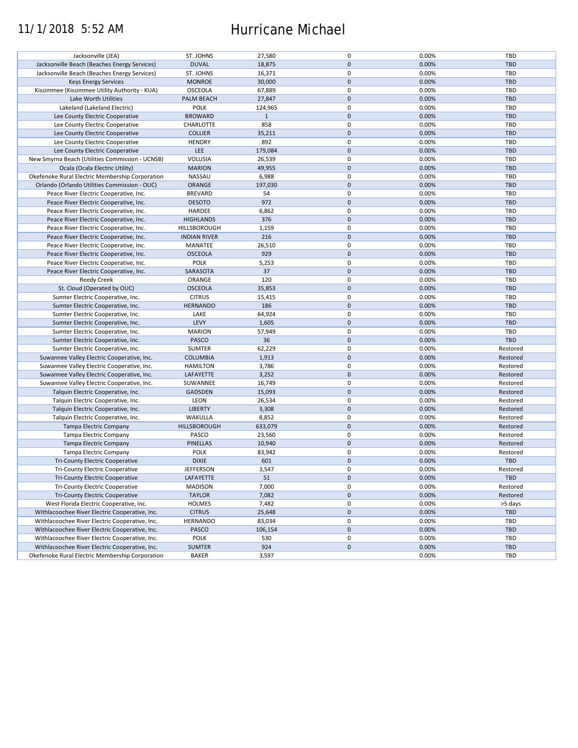11/1/2018 5:52 AM

# Hurricane Michael

| | | | | | |
|---|---|---|---|---|---|
| Jacksonville (JEA) | ST. JOHNS | 27,580 | 0 | 0.00% | TBD |
| Jacksonville Beach (Beaches Energy Services) | DUVAL | 18,875 | 0 | 0.00% | TBD |
| Jacksonville Beach (Beaches Energy Services) | ST. JOHNS | 16,371 | 0 | 0.00% | TBD |
| Keys Energy Services | MONROE | 30,000 | 0 | 0.00% | TBD |
| Kissimmee (Kissimmee Utility Authority - KUA) | OSCEOLA | 67,889 | 0 | 0.00% | TBD |
| Lake Worth Utilities | PALM BEACH | 27,847 | 0 | 0.00% | TBD |
| Lakeland (Lakeland Electric) | POLK | 124,965 | 0 | 0.00% | TBD |
| Lee County Electric Cooperative | BROWARD | 1 | 0 | 0.00% | TBD |
| Lee County Electric Cooperative | CHARLOTTE | 858 | 0 | 0.00% | TBD |
| Lee County Electric Cooperative | COLLIER | 35,211 | 0 | 0.00% | TBD |
| Lee County Electric Cooperative | HENDRY | 892 | 0 | 0.00% | TBD |
| Lee County Electric Cooperative | LEE | 179,084 | 0 | 0.00% | TBD |
| New Smyrna Beach (Utilities Commission - UCNSB) | VOLUSIA | 26,539 | 0 | 0.00% | TBD |
| Ocala (Ocala Electric Utility) | MARION | 49,955 | 0 | 0.00% | TBD |
| Okefenoke Rural Electric Membership Corporation | NASSAU | 6,988 | 0 | 0.00% | TBD |
| Orlando (Orlando Utilities Commission - OUC) | ORANGE | 197,030 | 0 | 0.00% | TBD |
| Peace River Electric Cooperative, Inc. | BREVARD | 54 | 0 | 0.00% | TBD |
| Peace River Electric Cooperative, Inc. | DESOTO | 972 | 0 | 0.00% | TBD |
| Peace River Electric Cooperative, Inc. | HARDEE | 6,862 | 0 | 0.00% | TBD |
| Peace River Electric Cooperative, Inc. | HIGHLANDS | 376 | 0 | 0.00% | TBD |
| Peace River Electric Cooperative, Inc. | HILLSBOROUGH | 1,159 | 0 | 0.00% | TBD |
| Peace River Electric Cooperative, Inc. | INDIAN RIVER | 216 | 0 | 0.00% | TBD |
| Peace River Electric Cooperative, Inc. | MANATEE | 26,510 | 0 | 0.00% | TBD |
| Peace River Electric Cooperative, Inc. | OSCEOLA | 929 | 0 | 0.00% | TBD |
| Peace River Electric Cooperative, Inc. | POLK | 5,253 | 0 | 0.00% | TBD |
| Peace River Electric Cooperative, Inc. | SARASOTA | 37 | 0 | 0.00% | TBD |
| Reedy Creek | ORANGE | 120 | 0 | 0.00% | TBD |
| St. Cloud (Operated by OUC) | OSCEOLA | 35,853 | 0 | 0.00% | TBD |
| Sumter Electric Cooperative, Inc. | CITRUS | 15,415 | 0 | 0.00% | TBD |
| Sumter Electric Cooperative, Inc. | HERNANDO | 186 | 0 | 0.00% | TBD |
| Sumter Electric Cooperative, Inc. | LAKE | 64,924 | 0 | 0.00% | TBD |
| Sumter Electric Cooperative, Inc. | LEVY | 1,605 | 0 | 0.00% | TBD |
| Sumter Electric Cooperative, Inc. | MARION | 57,949 | 0 | 0.00% | TBD |
| Sumter Electric Cooperative, Inc. | PASCO | 36 | 0 | 0.00% | TBD |
| Sumter Electric Cooperative, Inc. | SUMTER | 62,229 | 0 | 0.00% | Restored |
| Suwannee Valley Electric Cooperative, Inc. | COLUMBIA | 1,913 | 0 | 0.00% | Restored |
| Suwannee Valley Electric Cooperative, Inc. | HAMILTON | 3,786 | 0 | 0.00% | Restored |
| Suwannee Valley Electric Cooperative, Inc. | LAFAYETTE | 3,252 | 0 | 0.00% | Restored |
| Suwannee Valley Electric Cooperative, Inc. | SUWANNEE | 16,749 | 0 | 0.00% | Restored |
| Talquin Electric Cooperative, Inc. | GADSDEN | 15,093 | 0 | 0.00% | Restored |
| Talquin Electric Cooperative, Inc. | LEON | 26,534 | 0 | 0.00% | Restored |
| Talquin Electric Cooperative, Inc. | LIBERTY | 3,308 | 0 | 0.00% | Restored |
| Talquin Electric Cooperative, Inc. | WAKULLA | 8,852 | 0 | 0.00% | Restored |
| Tampa Electric Company | HILLSBOROUGH | 633,079 | 0 | 0.00% | Restored |
| Tampa Electric Company | PASCO | 23,560 | 0 | 0.00% | Restored |
| Tampa Electric Company | PINELLAS | 10,940 | 0 | 0.00% | Restored |
| Tampa Electric Company | POLK | 83,942 | 0 | 0.00% | Restored |
| Tri-County Electric Cooperative | DIXIE | 601 | 0 | 0.00% | TBD |
| Tri-County Electric Cooperative | JEFFERSON | 3,547 | 0 | 0.00% | Restored |
| Tri-County Electric Cooperative | LAFAYETTE | 51 | 0 | 0.00% | TBD |
| Tri-County Electric Cooperative | MADISON | 7,000 | 0 | 0.00% | Restored |
| Tri-County Electric Cooperative | TAYLOR | 7,082 | 0 | 0.00% | Restored |
| West Florida Electric Cooperative, Inc. | HOLMES | 7,482 | 0 | 0.00% | >5 days |
| Withlacoochee River Electric Cooperative, Inc. | CITRUS | 25,648 | 0 | 0.00% | TBD |
| Withlacoochee River Electric Cooperative, Inc. | HERNANDO | 83,034 | 0 | 0.00% | TBD |
| Withlacoochee River Electric Cooperative, Inc. | PASCO | 106,154 | 0 | 0.00% | TBD |
| Withlacoochee River Electric Cooperative, Inc. | POLK | 530 | 0 | 0.00% | TBD |
| Withlacoochee River Electric Cooperative, Inc. | SUMTER | 924 | 0 | 0.00% | TBD |
| Okefenoke Rural Electric Membership Corporation | BAKER | 3,597 | | 0.00% | TBD |